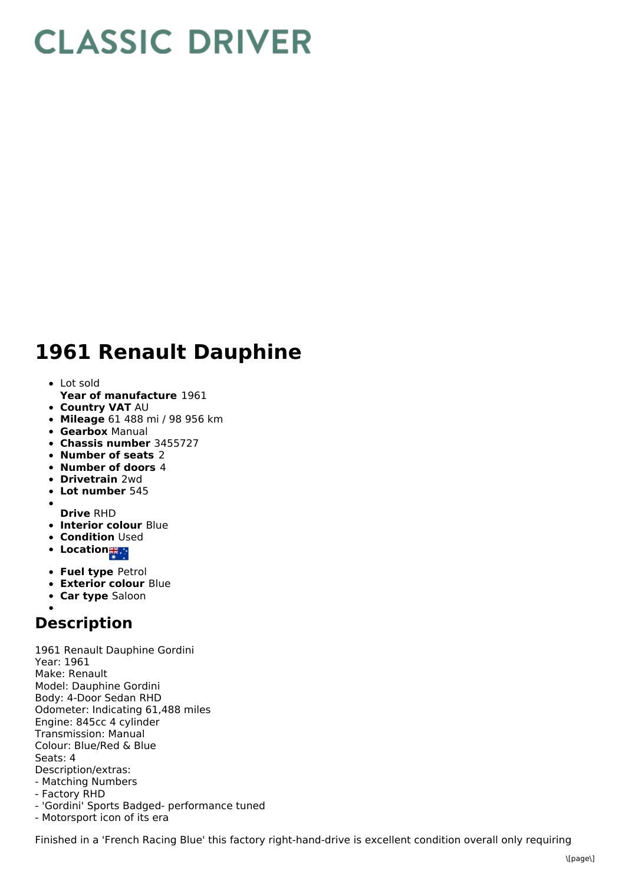# CLASSIC DRIVER

# 1961 Renault Dauphine

- Lot sold
  **Year of manufacture** 1961
- **Country VAT** AU
- **Mileage** 61 488 mi / 98 956 km
- **Gearbox** Manual
- **Chassis number** 3455727
- **Number of seats** 2
- **Number of doors** 4
- **Drivetrain** 2wd
- **Lot number** 545
- **Drive** RHD
- **Interior colour** Blue
- **Condition** Used
- **Location**
- **Fuel type** Petrol
- **Exterior colour** Blue
- **Car type** Saloon

## Description

1961 Renault Dauphine Gordini
Year: 1961
Make: Renault
Model: Dauphine Gordini
Body: 4-Door Sedan RHD
Odometer: Indicating 61,488 miles
Engine: 845cc 4 cylinder
Transmission: Manual
Colour: Blue/Red & Blue
Seats: 4
Description/extras:
- Matching Numbers
- Factory RHD
- 'Gordini' Sports Badged- performance tuned
- Motorsport icon of its era

Finished in a 'French Racing Blue' this factory right-hand-drive is excellent condition overall only requiring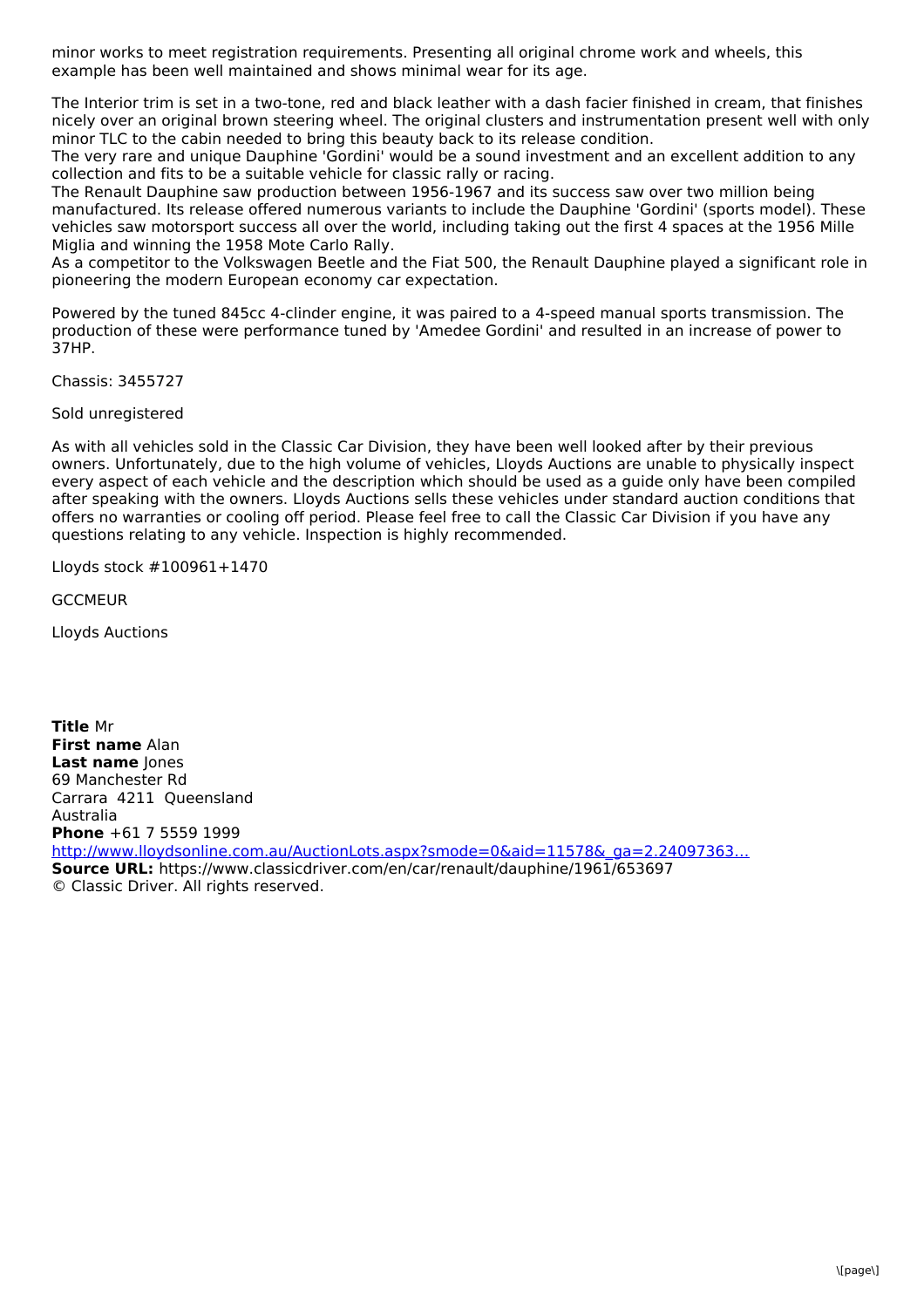minor works to meet registration requirements. Presenting all original chrome work and wheels, this example has been well maintained and shows minimal wear for its age.

The Interior trim is set in a two-tone, red and black leather with a dash facier finished in cream, that finishes nicely over an original brown steering wheel. The original clusters and instrumentation present well with only minor TLC to the cabin needed to bring this beauty back to its release condition.
The very rare and unique Dauphine 'Gordini' would be a sound investment and an excellent addition to any collection and fits to be a suitable vehicle for classic rally or racing.
The Renault Dauphine saw production between 1956-1967 and its success saw over two million being manufactured. Its release offered numerous variants to include the Dauphine 'Gordini' (sports model). These vehicles saw motorsport success all over the world, including taking out the first 4 spaces at the 1956 Mille Miglia and winning the 1958 Mote Carlo Rally.
As a competitor to the Volkswagen Beetle and the Fiat 500, the Renault Dauphine played a significant role in pioneering the modern European economy car expectation.

Powered by the tuned 845cc 4-clinder engine, it was paired to a 4-speed manual sports transmission. The production of these were performance tuned by 'Amedee Gordini' and resulted in an increase of power to 37HP.

Chassis: 3455727

Sold unregistered

As with all vehicles sold in the Classic Car Division, they have been well looked after by their previous owners. Unfortunately, due to the high volume of vehicles, Lloyds Auctions are unable to physically inspect every aspect of each vehicle and the description which should be used as a guide only have been compiled after speaking with the owners. Lloyds Auctions sells these vehicles under standard auction conditions that offers no warranties or cooling off period. Please feel free to call the Classic Car Division if you have any questions relating to any vehicle. Inspection is highly recommended.

Lloyds stock #100961+1470

GCCMEUR

Lloyds Auctions

**Title** Mr
**First name** Alan
**Last name** Jones
69 Manchester Rd
Carrara 4211 Queensland
Australia
**Phone** +61 7 5559 1999
http://www.lloydsonline.com.au/AuctionLots.aspx?smode=0&aid=11578&_ga=2.24097363...
**Source URL:** https://www.classicdriver.com/en/car/renault/dauphine/1961/653697
© Classic Driver. All rights reserved.